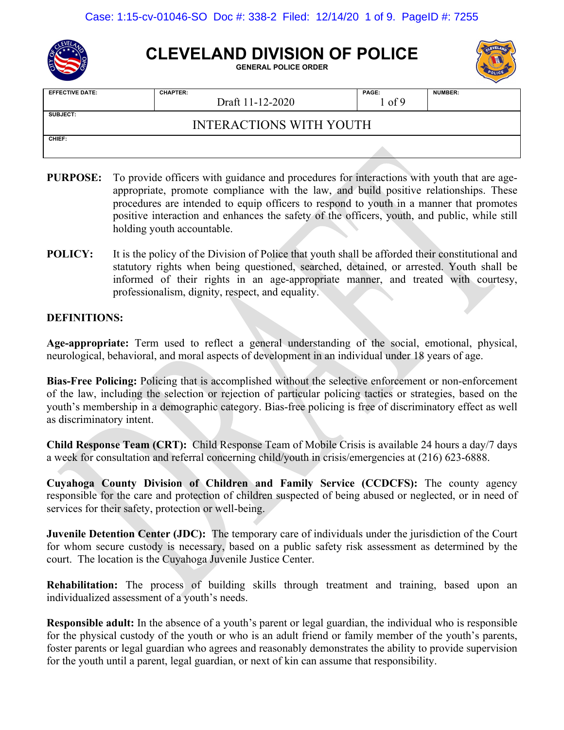# CLEVELAND DIVISION OF POLICE

GENERAL POLICE ORDER

| EFFECTIVE DATE: | CHAPTER: Draft 11-12-2020 | PAGE: 1 of 9 | NUMBER: |
| --- | --- | --- | --- |
| SUBJECT: INTERACTIONS WITH YOUTH | | | |
| CHIEF: | | | |

**PURPOSE:** To provide officers with guidance and procedures for interactions with youth that are age-appropriate, promote compliance with the law, and build positive relationships. These procedures are intended to equip officers to respond to youth in a manner that promotes positive interaction and enhances the safety of the officers, youth, and public, while still holding youth accountable.

**POLICY:** It is the policy of the Division of Police that youth shall be afforded their constitutional and statutory rights when being questioned, searched, detained, or arrested. Youth shall be informed of their rights in an age-appropriate manner, and treated with courtesy, professionalism, dignity, respect, and equality.

**DEFINITIONS:**

**Age-appropriate:** Term used to reflect a general understanding of the social, emotional, physical, neurological, behavioral, and moral aspects of development in an individual under 18 years of age.

**Bias-Free Policing:** Policing that is accomplished without the selective enforcement or non-enforcement of the law, including the selection or rejection of particular policing tactics or strategies, based on the youth's membership in a demographic category. Bias-free policing is free of discriminatory effect as well as discriminatory intent.

**Child Response Team (CRT):** Child Response Team of Mobile Crisis is available 24 hours a day/7 days a week for consultation and referral concerning child/youth in crisis/emergencies at (216) 623-6888.

**Cuyahoga County Division of Children and Family Service (CCDCFS):** The county agency responsible for the care and protection of children suspected of being abused or neglected, or in need of services for their safety, protection or well-being.

**Juvenile Detention Center (JDC):** The temporary care of individuals under the jurisdiction of the Court for whom secure custody is necessary, based on a public safety risk assessment as determined by the court. The location is the Cuyahoga Juvenile Justice Center.

**Rehabilitation:** The process of building skills through treatment and training, based upon an individualized assessment of a youth's needs.

**Responsible adult:** In the absence of a youth's parent or legal guardian, the individual who is responsible for the physical custody of the youth or who is an adult friend or family member of the youth's parents, foster parents or legal guardian who agrees and reasonably demonstrates the ability to provide supervision for the youth until a parent, legal guardian, or next of kin can assume that responsibility.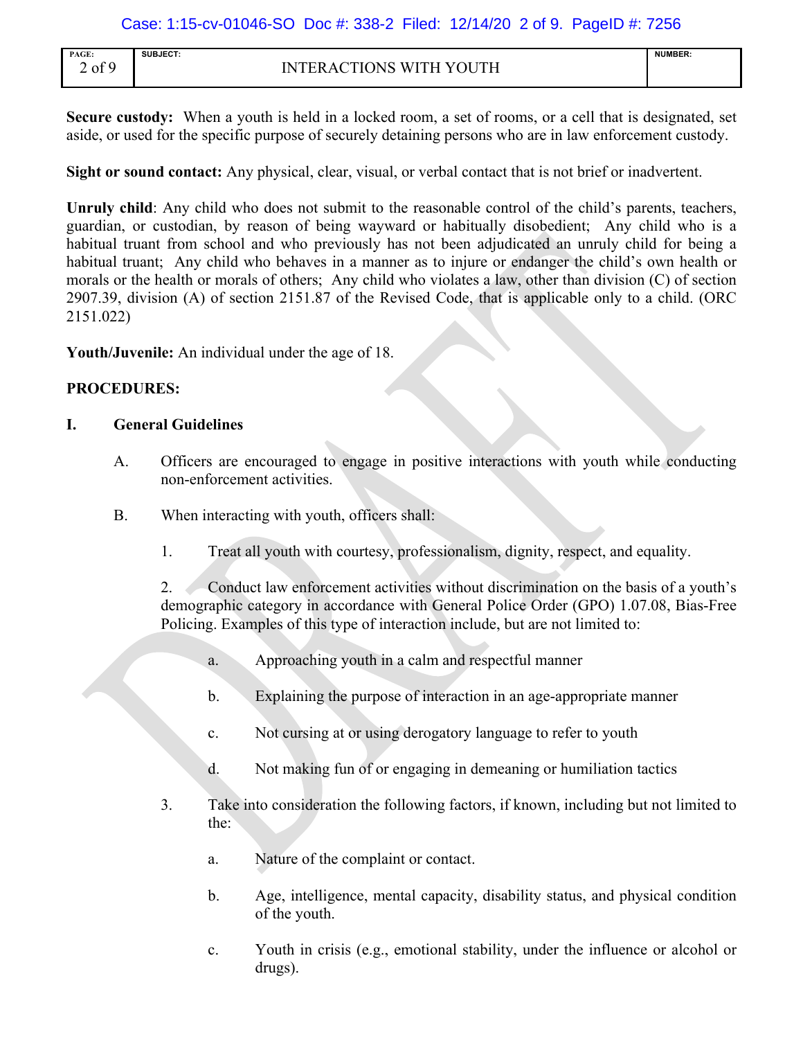**Secure custody:** When a youth is held in a locked room, a set of rooms, or a cell that is designated, set aside, or used for the specific purpose of securely detaining persons who are in law enforcement custody.

**Sight or sound contact:** Any physical, clear, visual, or verbal contact that is not brief or inadvertent.

**Unruly child**: Any child who does not submit to the reasonable control of the child's parents, teachers, guardian, or custodian, by reason of being wayward or habitually disobedient; Any child who is a habitual truant from school and who previously has not been adjudicated an unruly child for being a habitual truant; Any child who behaves in a manner as to injure or endanger the child's own health or morals or the health or morals of others; Any child who violates a law, other than division (C) of section 2907.39, division (A) of section 2151.87 of the Revised Code, that is applicable only to a child. (ORC 2151.022)

**Youth/Juvenile:** An individual under the age of 18.

**PROCEDURES:**

**I. General Guidelines**

A. Officers are encouraged to engage in positive interactions with youth while conducting non-enforcement activities.

B. When interacting with youth, officers shall:

1. Treat all youth with courtesy, professionalism, dignity, respect, and equality.

2. Conduct law enforcement activities without discrimination on the basis of a youth's demographic category in accordance with General Police Order (GPO) 1.07.08, Bias-Free Policing. Examples of this type of interaction include, but are not limited to:

   a. Approaching youth in a calm and respectful manner

   b. Explaining the purpose of interaction in an age-appropriate manner

   c. Not cursing at or using derogatory language to refer to youth

   d. Not making fun of or engaging in demeaning or humiliation tactics

3. Take into consideration the following factors, if known, including but not limited to the:

   a. Nature of the complaint or contact.

   b. Age, intelligence, mental capacity, disability status, and physical condition of the youth.

   c. Youth in crisis (e.g., emotional stability, under the influence or alcohol or drugs).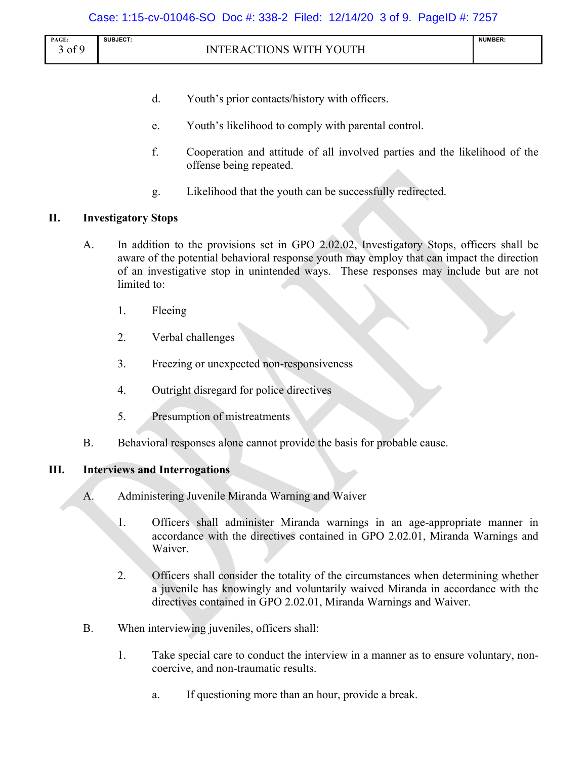d. Youth's prior contacts/history with officers.

e. Youth's likelihood to comply with parental control.

f. Cooperation and attitude of all involved parties and the likelihood of the offense being repeated.

g. Likelihood that the youth can be successfully redirected.

## II. Investigatory Stops

A. In addition to the provisions set in GPO 2.02.02, Investigatory Stops, officers shall be aware of the potential behavioral response youth may employ that can impact the direction of an investigative stop in unintended ways. These responses may include but are not limited to:

1. Fleeing

2. Verbal challenges

3. Freezing or unexpected non-responsiveness

4. Outright disregard for police directives

5. Presumption of mistreatments

B. Behavioral responses alone cannot provide the basis for probable cause.

## III. Interviews and Interrogations

A. Administering Juvenile Miranda Warning and Waiver

1. Officers shall administer Miranda warnings in an age-appropriate manner in accordance with the directives contained in GPO 2.02.01, Miranda Warnings and Waiver.

2. Officers shall consider the totality of the circumstances when determining whether a juvenile has knowingly and voluntarily waived Miranda in accordance with the directives contained in GPO 2.02.01, Miranda Warnings and Waiver.

B. When interviewing juveniles, officers shall:

1. Take special care to conduct the interview in a manner as to ensure voluntary, non-coercive, and non-traumatic results.

   a. If questioning more than an hour, provide a break.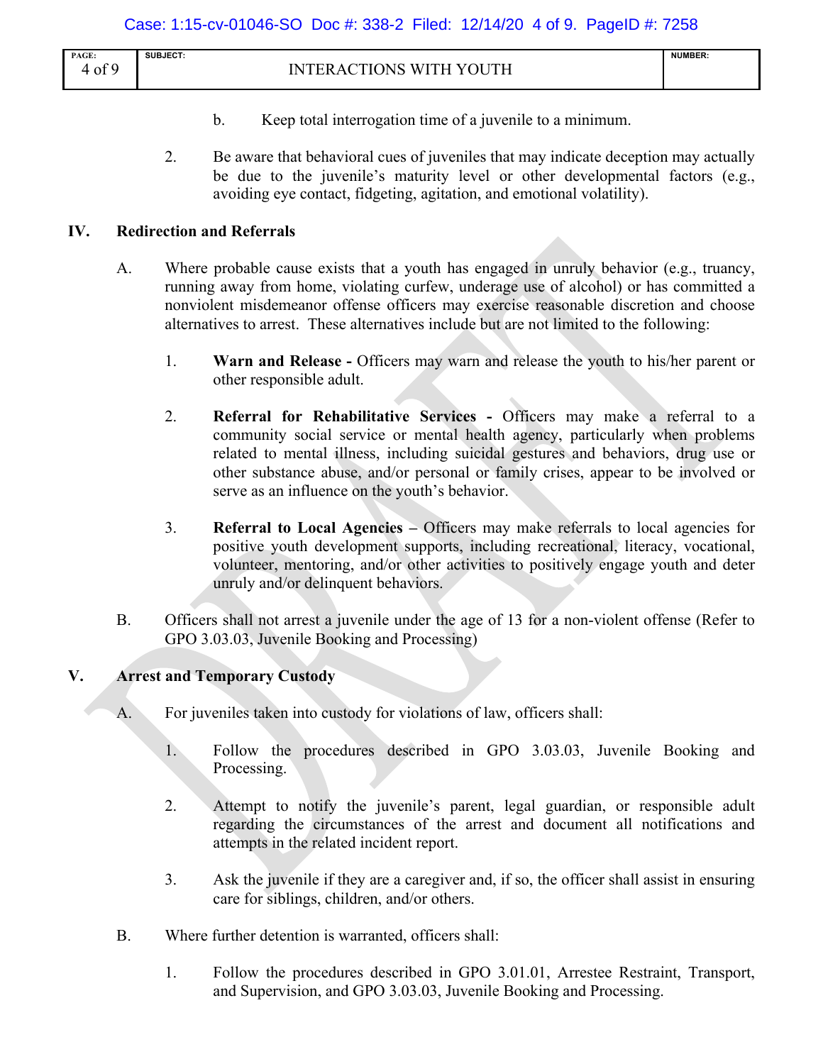b. Keep total interrogation time of a juvenile to a minimum.

2. Be aware that behavioral cues of juveniles that may indicate deception may actually be due to the juvenile's maturity level or other developmental factors (e.g., avoiding eye contact, fidgeting, agitation, and emotional volatility).

## IV. Redirection and Referrals

A. Where probable cause exists that a youth has engaged in unruly behavior (e.g., truancy, running away from home, violating curfew, underage use of alcohol) or has committed a nonviolent misdemeanor offense officers may exercise reasonable discretion and choose alternatives to arrest. These alternatives include but are not limited to the following:

1. **Warn and Release -** Officers may warn and release the youth to his/her parent or other responsible adult.

2. **Referral for Rehabilitative Services -** Officers may make a referral to a community social service or mental health agency, particularly when problems related to mental illness, including suicidal gestures and behaviors, drug use or other substance abuse, and/or personal or family crises, appear to be involved or serve as an influence on the youth's behavior.

3. **Referral to Local Agencies –** Officers may make referrals to local agencies for positive youth development supports, including recreational, literacy, vocational, volunteer, mentoring, and/or other activities to positively engage youth and deter unruly and/or delinquent behaviors.

B. Officers shall not arrest a juvenile under the age of 13 for a non-violent offense (Refer to GPO 3.03.03, Juvenile Booking and Processing)

## V. Arrest and Temporary Custody

A. For juveniles taken into custody for violations of law, officers shall:

1. Follow the procedures described in GPO 3.03.03, Juvenile Booking and Processing.

2. Attempt to notify the juvenile's parent, legal guardian, or responsible adult regarding the circumstances of the arrest and document all notifications and attempts in the related incident report.

3. Ask the juvenile if they are a caregiver and, if so, the officer shall assist in ensuring care for siblings, children, and/or others.

B. Where further detention is warranted, officers shall:

1. Follow the procedures described in GPO 3.01.01, Arrestee Restraint, Transport, and Supervision, and GPO 3.03.03, Juvenile Booking and Processing.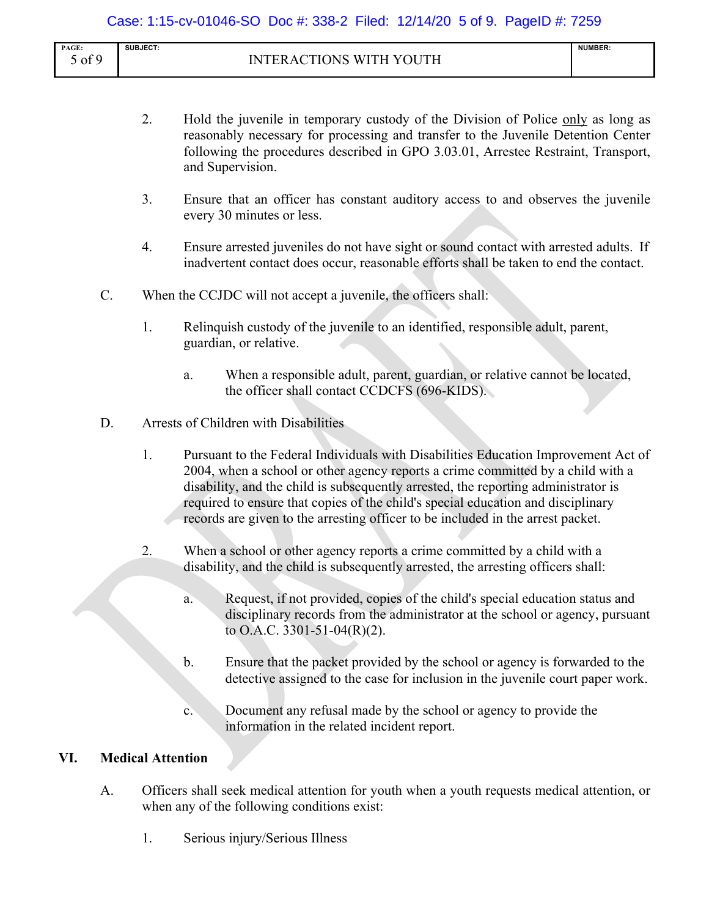2. Hold the juvenile in temporary custody of the Division of Police only as long as reasonably necessary for processing and transfer to the Juvenile Detention Center following the procedures described in GPO 3.03.01, Arrestee Restraint, Transport, and Supervision.

3. Ensure that an officer has constant auditory access to and observes the juvenile every 30 minutes or less.

4. Ensure arrested juveniles do not have sight or sound contact with arrested adults. If inadvertent contact does occur, reasonable efforts shall be taken to end the contact.

C. When the CCJDC will not accept a juvenile, the officers shall:

1. Relinquish custody of the juvenile to an identified, responsible adult, parent, guardian, or relative.

   a. When a responsible adult, parent, guardian, or relative cannot be located, the officer shall contact CCDCFS (696-KIDS).

D. Arrests of Children with Disabilities

1. Pursuant to the Federal Individuals with Disabilities Education Improvement Act of 2004, when a school or other agency reports a crime committed by a child with a disability, and the child is subsequently arrested, the reporting administrator is required to ensure that copies of the child's special education and disciplinary records are given to the arresting officer to be included in the arrest packet.

2. When a school or other agency reports a crime committed by a child with a disability, and the child is subsequently arrested, the arresting officers shall:

   a. Request, if not provided, copies of the child's special education status and disciplinary records from the administrator at the school or agency, pursuant to O.A.C. 3301-51-04(R)(2).

   b. Ensure that the packet provided by the school or agency is forwarded to the detective assigned to the case for inclusion in the juvenile court paper work.

   c. Document any refusal made by the school or agency to provide the information in the related incident report.

## VI. Medical Attention

A. Officers shall seek medical attention for youth when a youth requests medical attention, or when any of the following conditions exist:

1. Serious injury/Serious Illness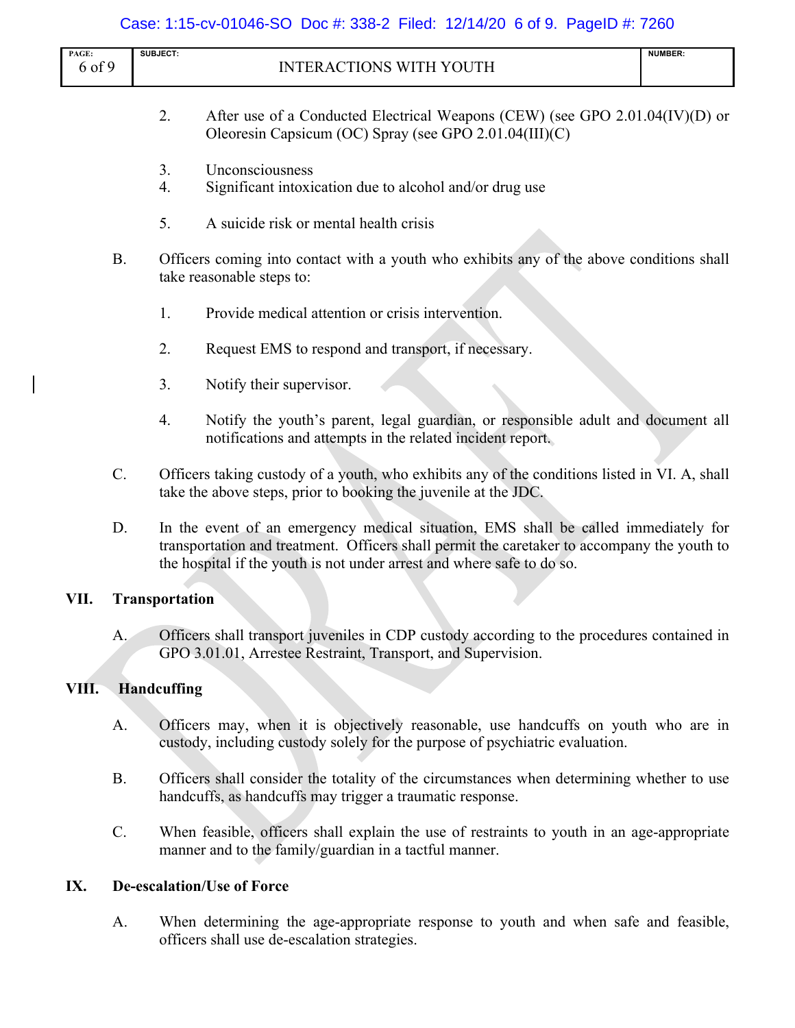2. After use of a Conducted Electrical Weapons (CEW) (see GPO 2.01.04(IV)(D) or Oleoresin Capsicum (OC) Spray (see GPO 2.01.04(III)(C)

3. Unconsciousness

4. Significant intoxication due to alcohol and/or drug use

5. A suicide risk or mental health crisis

B. Officers coming into contact with a youth who exhibits any of the above conditions shall take reasonable steps to:

1. Provide medical attention or crisis intervention.

2. Request EMS to respond and transport, if necessary.

3. Notify their supervisor.

4. Notify the youth's parent, legal guardian, or responsible adult and document all notifications and attempts in the related incident report.

C. Officers taking custody of a youth, who exhibits any of the conditions listed in VI. A, shall take the above steps, prior to booking the juvenile at the JDC.

D. In the event of an emergency medical situation, EMS shall be called immediately for transportation and treatment. Officers shall permit the caretaker to accompany the youth to the hospital if the youth is not under arrest and where safe to do so.

## VII. Transportation

A. Officers shall transport juveniles in CDP custody according to the procedures contained in GPO 3.01.01, Arrestee Restraint, Transport, and Supervision.

## VIII. Handcuffing

A. Officers may, when it is objectively reasonable, use handcuffs on youth who are in custody, including custody solely for the purpose of psychiatric evaluation.

B. Officers shall consider the totality of the circumstances when determining whether to use handcuffs, as handcuffs may trigger a traumatic response.

C. When feasible, officers shall explain the use of restraints to youth in an age-appropriate manner and to the family/guardian in a tactful manner.

## IX. De-escalation/Use of Force

A. When determining the age-appropriate response to youth and when safe and feasible, officers shall use de-escalation strategies.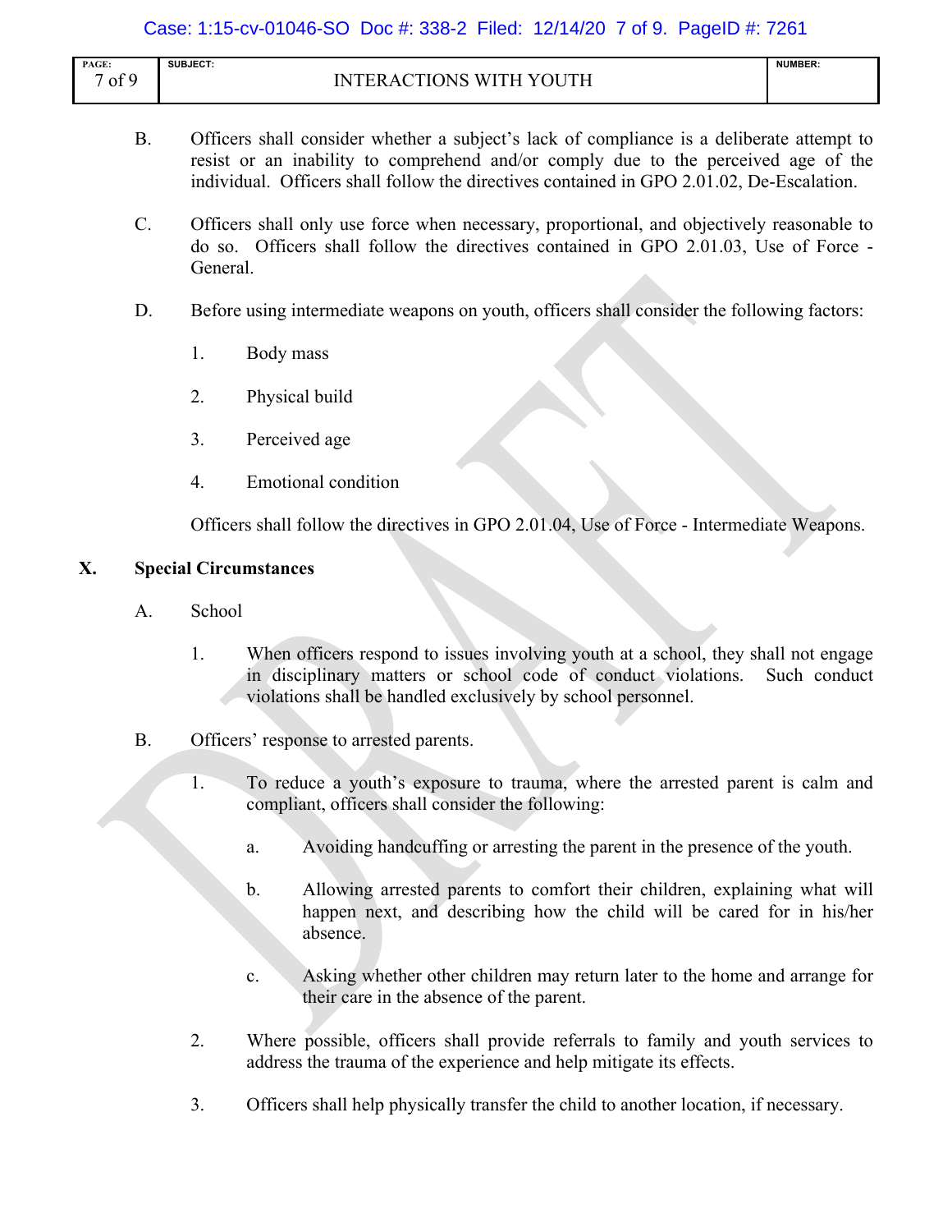B. Officers shall consider whether a subject's lack of compliance is a deliberate attempt to resist or an inability to comprehend and/or comply due to the perceived age of the individual. Officers shall follow the directives contained in GPO 2.01.02, De-Escalation.

C. Officers shall only use force when necessary, proportional, and objectively reasonable to do so. Officers shall follow the directives contained in GPO 2.01.03, Use of Force - General.

D. Before using intermediate weapons on youth, officers shall consider the following factors:

1. Body mass
2. Physical build
3. Perceived age
4. Emotional condition

Officers shall follow the directives in GPO 2.01.04, Use of Force - Intermediate Weapons.

## X. Special Circumstances

A. School

1. When officers respond to issues involving youth at a school, they shall not engage in disciplinary matters or school code of conduct violations. Such conduct violations shall be handled exclusively by school personnel.

B. Officers' response to arrested parents.

1. To reduce a youth's exposure to trauma, where the arrested parent is calm and compliant, officers shall consider the following:

   a. Avoiding handcuffing or arresting the parent in the presence of the youth.

   b. Allowing arrested parents to comfort their children, explaining what will happen next, and describing how the child will be cared for in his/her absence.

   c. Asking whether other children may return later to the home and arrange for their care in the absence of the parent.

2. Where possible, officers shall provide referrals to family and youth services to address the trauma of the experience and help mitigate its effects.

3. Officers shall help physically transfer the child to another location, if necessary.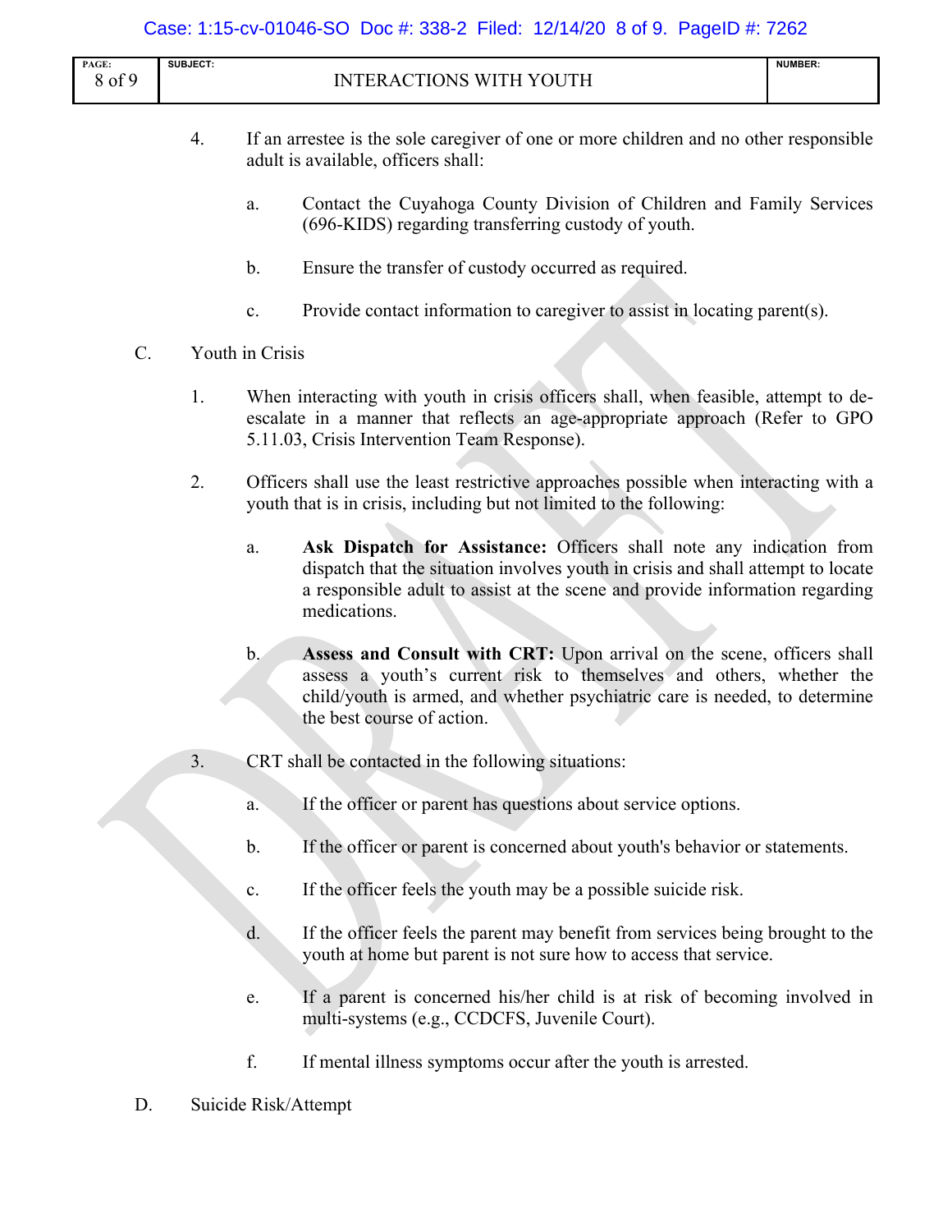4. If an arrestee is the sole caregiver of one or more children and no other responsible adult is available, officers shall:

   a. Contact the Cuyahoga County Division of Children and Family Services (696-KIDS) regarding transferring custody of youth.

   b. Ensure the transfer of custody occurred as required.

   c. Provide contact information to caregiver to assist in locating parent(s).

C. Youth in Crisis

1. When interacting with youth in crisis officers shall, when feasible, attempt to de-escalate in a manner that reflects an age-appropriate approach (Refer to GPO 5.11.03, Crisis Intervention Team Response).

2. Officers shall use the least restrictive approaches possible when interacting with a youth that is in crisis, including but not limited to the following:

   a. **Ask Dispatch for Assistance:** Officers shall note any indication from dispatch that the situation involves youth in crisis and shall attempt to locate a responsible adult to assist at the scene and provide information regarding medications.

   b. **Assess and Consult with CRT:** Upon arrival on the scene, officers shall assess a youth's current risk to themselves and others, whether the child/youth is armed, and whether psychiatric care is needed, to determine the best course of action.

3. CRT shall be contacted in the following situations:

   a. If the officer or parent has questions about service options.

   b. If the officer or parent is concerned about youth's behavior or statements.

   c. If the officer feels the youth may be a possible suicide risk.

   d. If the officer feels the parent may benefit from services being brought to the youth at home but parent is not sure how to access that service.

   e. If a parent is concerned his/her child is at risk of becoming involved in multi-systems (e.g., CCDCFS, Juvenile Court).

   f. If mental illness symptoms occur after the youth is arrested.

D. Suicide Risk/Attempt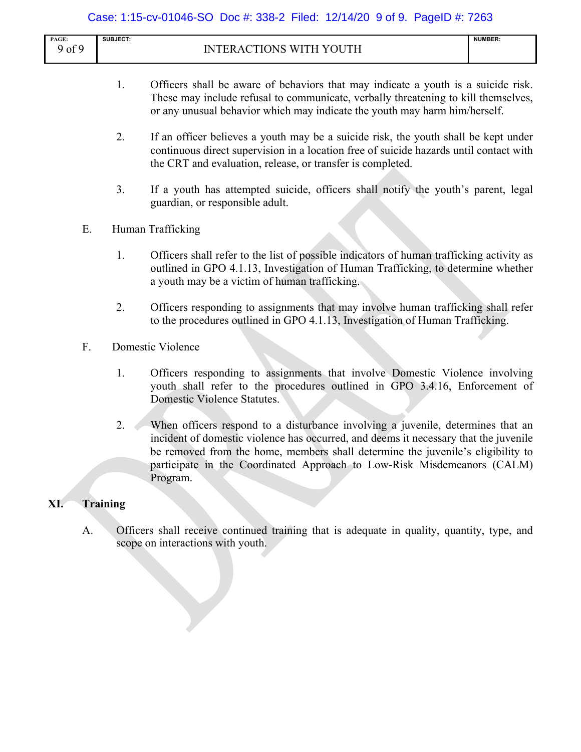1. Officers shall be aware of behaviors that may indicate a youth is a suicide risk. These may include refusal to communicate, verbally threatening to kill themselves, or any unusual behavior which may indicate the youth may harm him/herself.

2. If an officer believes a youth may be a suicide risk, the youth shall be kept under continuous direct supervision in a location free of suicide hazards until contact with the CRT and evaluation, release, or transfer is completed.

3. If a youth has attempted suicide, officers shall notify the youth's parent, legal guardian, or responsible adult.

E. Human Trafficking

1. Officers shall refer to the list of possible indicators of human trafficking activity as outlined in GPO 4.1.13, Investigation of Human Trafficking, to determine whether a youth may be a victim of human trafficking.

2. Officers responding to assignments that may involve human trafficking shall refer to the procedures outlined in GPO 4.1.13, Investigation of Human Trafficking.

F. Domestic Violence

1. Officers responding to assignments that involve Domestic Violence involving youth shall refer to the procedures outlined in GPO 3.4.16, Enforcement of Domestic Violence Statutes.

2. When officers respond to a disturbance involving a juvenile, determines that an incident of domestic violence has occurred, and deems it necessary that the juvenile be removed from the home, members shall determine the juvenile's eligibility to participate in the Coordinated Approach to Low-Risk Misdemeanors (CALM) Program.

## XI. Training

A. Officers shall receive continued training that is adequate in quality, quantity, type, and scope on interactions with youth.